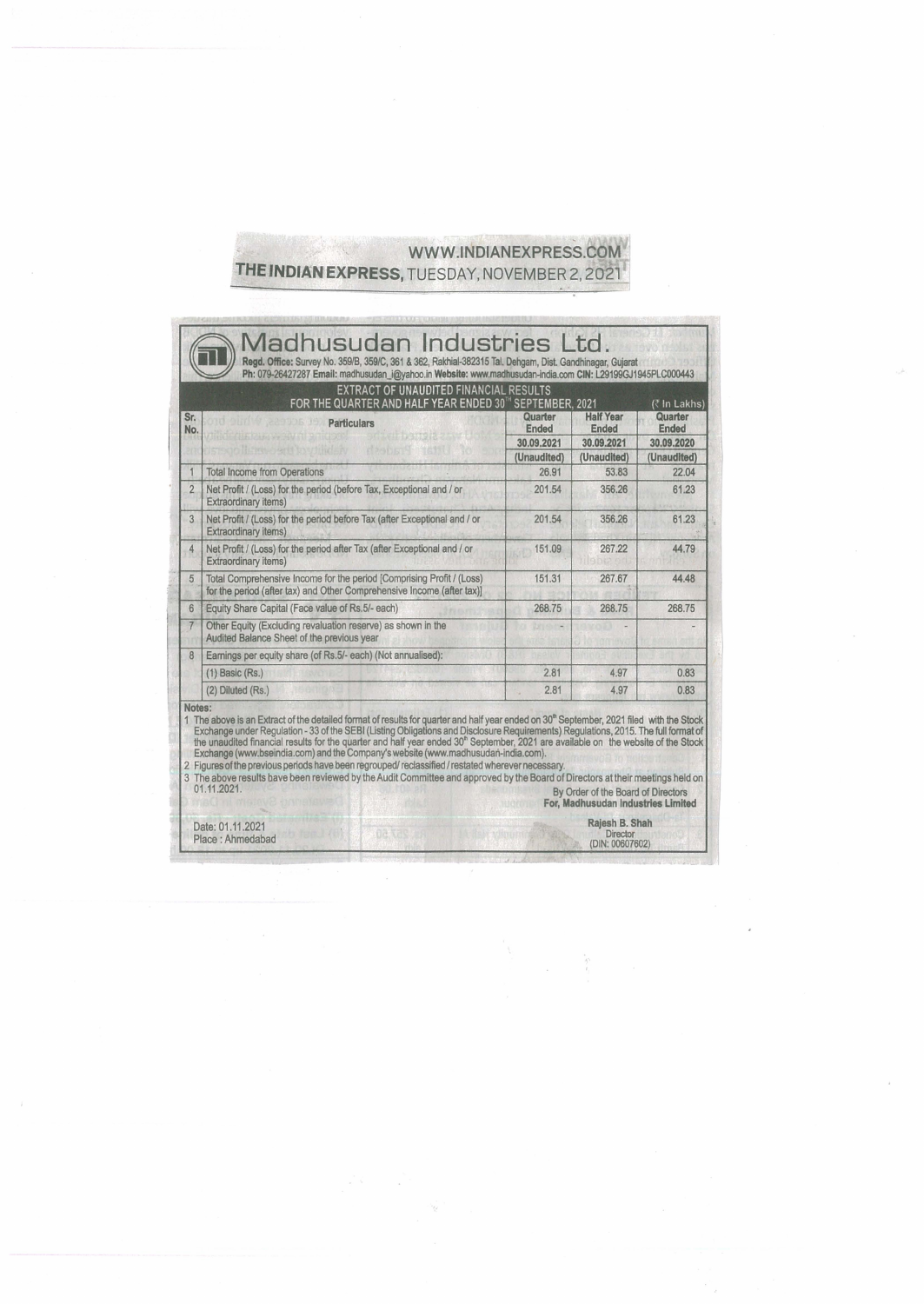WWW.INDIANEXPRESS.COM
THE INDIAN EXPRESS, TUESDAY, NOVEMBER 2, 2021

# Madhusudan Industries Ltd.

**Regd. Office:** Survey No. 359/B, 359/C, 361 & 362, Rakhial-382315 Tal. Dehgam, Dist. Gandhinagar, Gujarat
**Ph:** 079-26427287 **Email:** madhusudan_i@yahoo.in **Website:** www.madhusudan-india.com **CIN:** L29199GJ1945PLC000443

## EXTRACT OF UNAUDITED FINANCIAL RESULTS FOR THE QUARTER AND HALF YEAR ENDED 30th SEPTEMBER, 2021

(₹ In Lakhs)

| Sr. No. | Particulars | Quarter Ended | Half Year Ended | Quarter Ended |
|---|---|---|---|---|
| | | 30.09.2021 | 30.09.2021 | 30.09.2020 |
| | | (Unaudited) | (Unaudited) | (Unaudited) |
| 1 | Total Income from Operations | 26.91 | 53.83 | 22.04 |
| 2 | Net Profit / (Loss) for the period (before Tax, Exceptional and / or Extraordinary items) | 201.54 | 356.26 | 61.23 |
| 3 | Net Profit / (Loss) for the period before Tax (after Exceptional and / or Extraordinary items) | 201.54 | 356.26 | 61.23 |
| 4 | Net Profit / (Loss) for the period after Tax (after Exceptional and / or Extraordinary items) | 151.09 | 267.22 | 44.79 |
| 5 | Total Comprehensive Income for the period [Comprising Profit / (Loss) for the period (after tax) and Other Comprehensive Income (after tax)] | 151.31 | 267.67 | 44.48 |
| 6 | Equity Share Capital (Face value of Rs.5/- each) | 268.75 | 268.75 | 268.75 |
| 7 | Other Equity (Excluding revaluation reserve) as shown in the Audited Balance Sheet of the previous year | - | - | - |
| 8 | Earnings per equity share (of Rs.5/- each) (Not annualised): | | | |
| | (1) Basic (Rs.) | 2.81 | 4.97 | 0.83 |
| | (2) Diluted (Rs.) | 2.81 | 4.97 | 0.83 |

**Notes:**

1. The above is an Extract of the detailed format of results for quarter and half year ended on 30th September, 2021 filed with the Stock Exchange under Regulation - 33 of the SEBI (Listing Obligations and Disclosure Requirements) Regulations, 2015. The full format of the unaudited financial results for the quarter and half year ended 30th September, 2021 are available on the website of the Stock Exchange (www.bseindia.com) and the Company's website (www.madhusudan-india.com).
2. Figures of the previous periods have been regrouped/ reclassified / restated wherever necessary.
3. The above results have been reviewed by the Audit Committee and approved by the Board of Directors at their meetings held on 01.11.2021.

By Order of the Board of Directors
**For, Madhusudan Industries Limited**

Date: 01.11.2021
Place : Ahmedabad

**Rajesh B. Shah**
Director
(DIN: 00607602)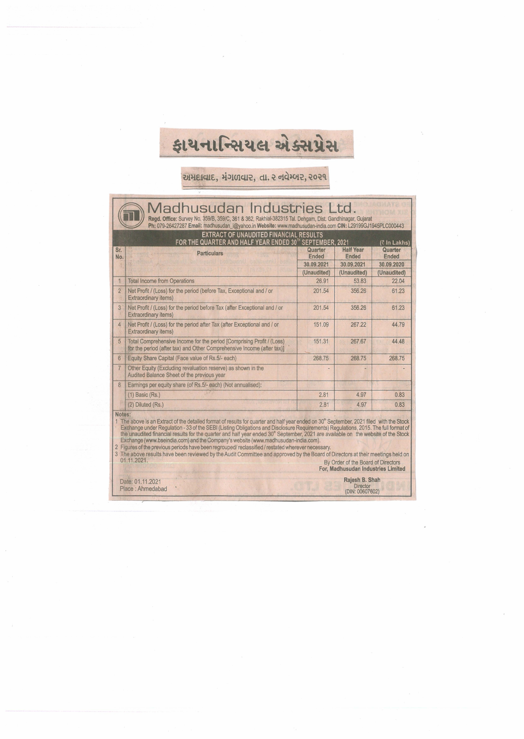ફાયનાન્સિયલ એક્સપ્રેસ

અમદાવાદ, મંગળવાર, તા. ૨ નવેમ્બર, ૨૦૨૧

# Madhusudan Industries Ltd.

**Regd. Office:** Survey No. 359/B, 359/C, 361 & 362, Rakhial-382315 Tal. Dehgam, Dist. Gandhinagar, Gujarat
**Ph:** 079-26427287 **Email:** madhusudan_i@yahoo.in **Website:** www.madhusudan-india.com **CIN:** L29199GJ1945PLC000443

## EXTRACT OF UNAUDITED FINANCIAL RESULTS FOR THE QUARTER AND HALF YEAR ENDED 30TH SEPTEMBER, 2021

(₹ In Lakhs)

| Sr. No. | Particulars | Quarter Ended | Half Year Ended | Quarter Ended |
|---|---|---|---|---|
| | | 30.09.2021 | 30.09.2021 | 30.09.2020 |
| | | (Unaudited) | (Unaudited) | (Unaudited) |
| 1 | Total Income from Operations | 26.91 | 53.83 | 22.04 |
| 2 | Net Profit / (Loss) for the period (before Tax, Exceptional and / or Extraordinary items) | 201.54 | 356.26 | 61.23 |
| 3 | Net Profit / (Loss) for the period before Tax (after Exceptional and / or Extraordinary items) | 201.54 | 356.26 | 61.23 |
| 4 | Net Profit / (Loss) for the period after Tax (after Exceptional and / or Extraordinary items) | 151.09 | 267.22 | 44.79 |
| 5 | Total Comprehensive Income for the period [Comprising Profit / (Loss) for the period (after tax) and Other Comprehensive Income (after tax)] | 151.31 | 267.67 | 44.48 |
| 6 | Equity Share Capital (Face value of Rs.5/- each) | 268.75 | 268.75 | 268.75 |
| 7 | Other Equity (Excluding revaluation reserve) as shown in the Audited Balance Sheet of the previous year | - | - | - |
| 8 | Earnings per equity share (of Rs.5/- each) (Not annualised): | | | |
| | (1) Basic (Rs.) | 2.81 | 4.97 | 0.83 |
| | (2) Diluted (Rs.) | 2.81 | 4.97 | 0.83 |

**Notes:**

1. The above is an Extract of the detailed format of results for quarter and half year ended on 30th September, 2021 filed with the Stock Exchange under Regulation - 33 of the SEBI (Listing Obligations and Disclosure Requirements) Regulations, 2015. The full format of the unaudited financial results for the quarter and half year ended 30th September, 2021 are available on the website of the Stock Exchange (www.bseindia.com) and the Company's website (www.madhusudan-india.com).
2. Figures of the previous periods have been regrouped/ reclassified / restated wherever necessary.
3. The above results have been reviewed by the Audit Committee and approved by the Board of Directors at their meetings held on 01.11.2021.

By Order of the Board of Directors
**For, Madhusudan Industries Limited**

Date: 01.11.2021
Place : Ahmedabad

**Rajesh B. Shah**
Director
(DIN: 00607602)